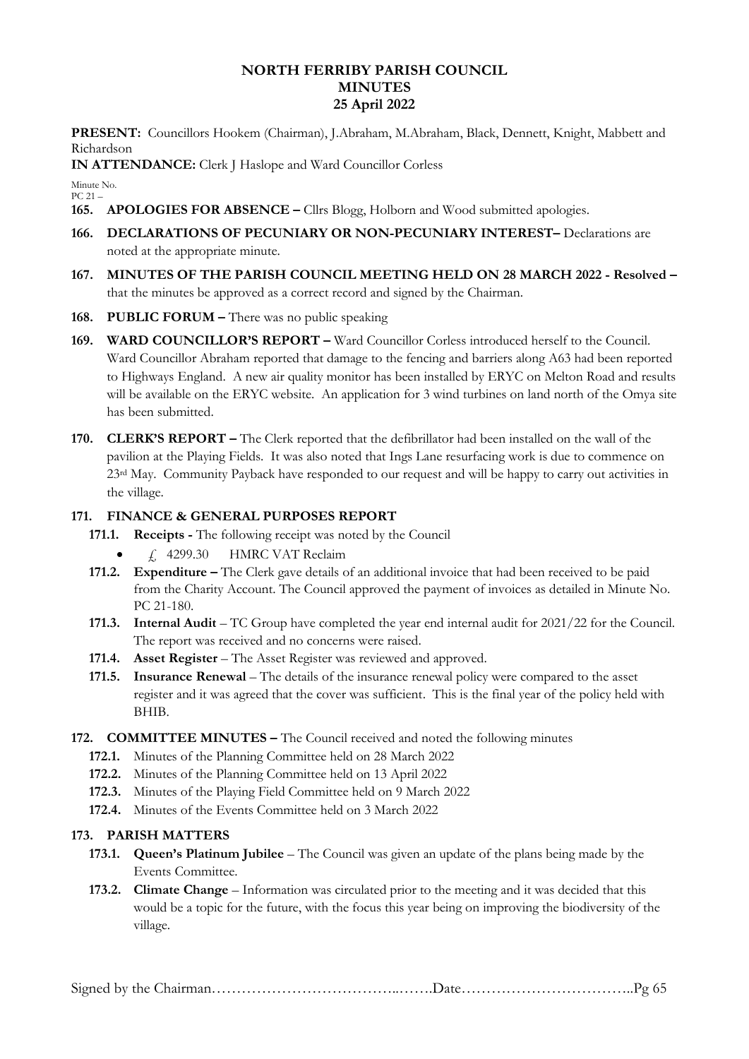# NORTH FERRIBY PARISH COUNCIL
# MINUTES
# 25 April 2022

**PRESENT:** Councillors Hookem (Chairman), J.Abraham, M.Abraham, Black, Dennett, Knight, Mabbett and Richardson

**IN ATTENDANCE:** Clerk J Haslope and Ward Councillor Corless

Minute No.
PC 21 –

**165. APOLOGIES FOR ABSENCE –** Cllrs Blogg, Holborn and Wood submitted apologies.

**166. DECLARATIONS OF PECUNIARY OR NON-PECUNIARY INTEREST–** Declarations are noted at the appropriate minute.

**167. MINUTES OF THE PARISH COUNCIL MEETING HELD ON 28 MARCH 2022 - Resolved –** that the minutes be approved as a correct record and signed by the Chairman.

**168. PUBLIC FORUM –** There was no public speaking

**169. WARD COUNCILLOR'S REPORT –** Ward Councillor Corless introduced herself to the Council. Ward Councillor Abraham reported that damage to the fencing and barriers along A63 had been reported to Highways England. A new air quality monitor has been installed by ERYC on Melton Road and results will be available on the ERYC website. An application for 3 wind turbines on land north of the Omya site has been submitted.

**170. CLERK'S REPORT –** The Clerk reported that the defibrillator had been installed on the wall of the pavilion at the Playing Fields. It was also noted that Ings Lane resurfacing work is due to commence on 23rd May. Community Payback have responded to our request and will be happy to carry out activities in the village.

**171. FINANCE & GENERAL PURPOSES REPORT**

**171.1. Receipts -** The following receipt was noted by the Council

- £ 4299.30 HMRC VAT Reclaim

**171.2. Expenditure –** The Clerk gave details of an additional invoice that had been received to be paid from the Charity Account. The Council approved the payment of invoices as detailed in Minute No. PC 21-180.

**171.3. Internal Audit** – TC Group have completed the year end internal audit for 2021/22 for the Council. The report was received and no concerns were raised.

**171.4. Asset Register** – The Asset Register was reviewed and approved.

**171.5. Insurance Renewal** – The details of the insurance renewal policy were compared to the asset register and it was agreed that the cover was sufficient. This is the final year of the policy held with BHIB.

**172. COMMITTEE MINUTES –** The Council received and noted the following minutes

**172.1.** Minutes of the Planning Committee held on 28 March 2022

**172.2.** Minutes of the Planning Committee held on 13 April 2022

**172.3.** Minutes of the Playing Field Committee held on 9 March 2022

**172.4.** Minutes of the Events Committee held on 3 March 2022

**173. PARISH MATTERS**

**173.1. Queen's Platinum Jubilee** – The Council was given an update of the plans being made by the Events Committee.

**173.2. Climate Change** – Information was circulated prior to the meeting and it was decided that this would be a topic for the future, with the focus this year being on improving the biodiversity of the village.

Signed by the Chairman………………………………..…….Date……………………………..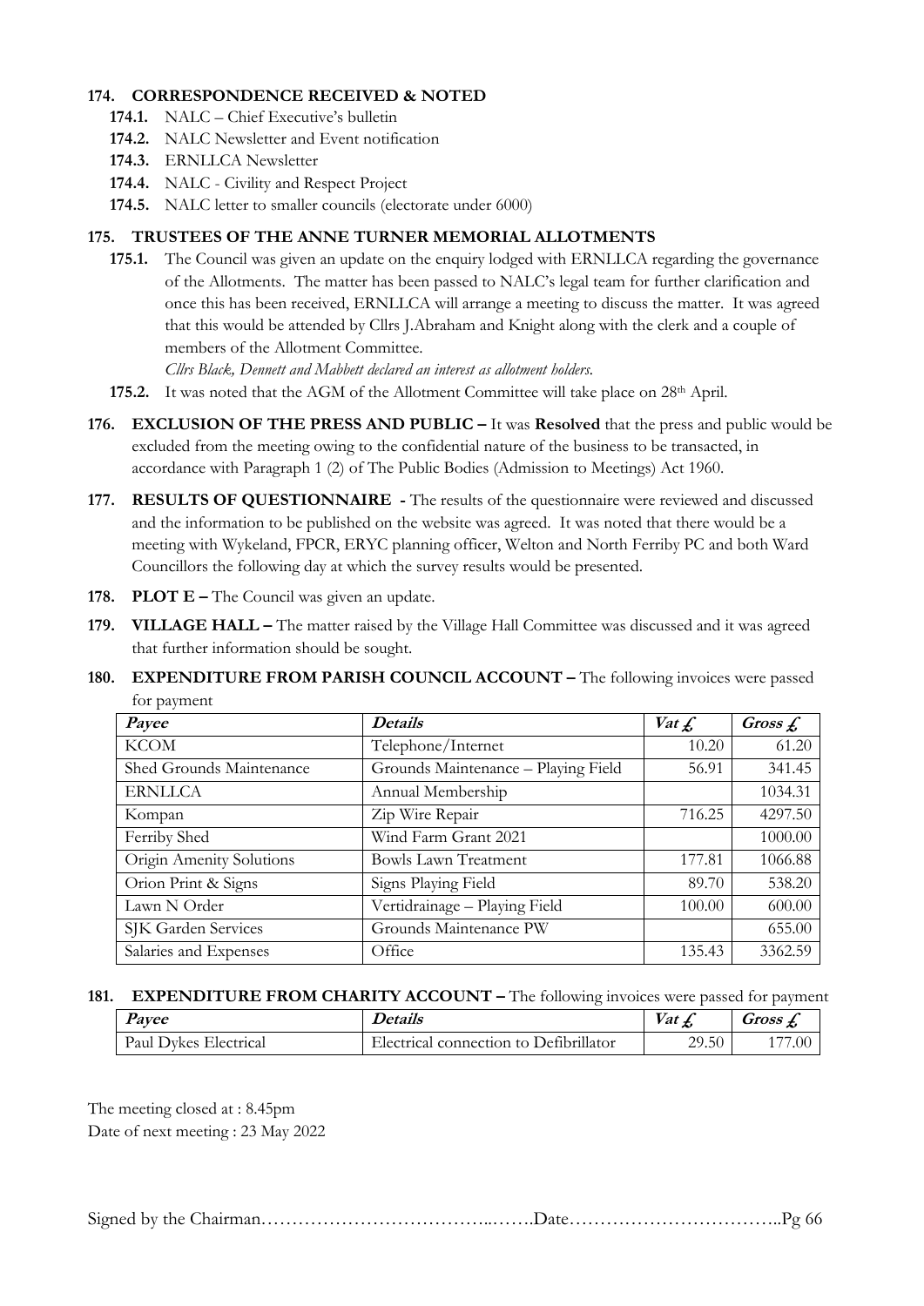**174. CORRESPONDENCE RECEIVED & NOTED**

- **174.1.** NALC – Chief Executive's bulletin
- **174.2.** NALC Newsletter and Event notification
- **174.3.** ERNLLCA Newsletter
- **174.4.** NALC - Civility and Respect Project
- **174.5.** NALC letter to smaller councils (electorate under 6000)

**175. TRUSTEES OF THE ANNE TURNER MEMORIAL ALLOTMENTS**

- **175.1.** The Council was given an update on the enquiry lodged with ERNLLCA regarding the governance of the Allotments. The matter has been passed to NALC's legal team for further clarification and once this has been received, ERNLLCA will arrange a meeting to discuss the matter. It was agreed that this would be attended by Cllrs J.Abraham and Knight along with the clerk and a couple of members of the Allotment Committee.

  *Cllrs Black, Dennett and Mabbett declared an interest as allotment holders.*
- **175.2.** It was noted that the AGM of the Allotment Committee will take place on 28th April.

**176. EXCLUSION OF THE PRESS AND PUBLIC –** It was **Resolved** that the press and public would be excluded from the meeting owing to the confidential nature of the business to be transacted, in accordance with Paragraph 1 (2) of The Public Bodies (Admission to Meetings) Act 1960.

**177. RESULTS OF QUESTIONNAIRE -** The results of the questionnaire were reviewed and discussed and the information to be published on the website was agreed. It was noted that there would be a meeting with Wykeland, FPCR, ERYC planning officer, Welton and North Ferriby PC and both Ward Councillors the following day at which the survey results would be presented.

**178. PLOT E –** The Council was given an update.

**179. VILLAGE HALL –** The matter raised by the Village Hall Committee was discussed and it was agreed that further information should be sought.

**180. EXPENDITURE FROM PARISH COUNCIL ACCOUNT –** The following invoices were passed for payment

| *Payee* | *Details* | *Vat £* | *Gross £* |
|---|---|---|---|
| KCOM | Telephone/Internet | 10.20 | 61.20 |
| Shed Grounds Maintenance | Grounds Maintenance – Playing Field | 56.91 | 341.45 |
| ERNLLCA | Annual Membership | | 1034.31 |
| Kompan | Zip Wire Repair | 716.25 | 4297.50 |
| Ferriby Shed | Wind Farm Grant 2021 | | 1000.00 |
| Origin Amenity Solutions | Bowls Lawn Treatment | 177.81 | 1066.88 |
| Orion Print & Signs | Signs Playing Field | 89.70 | 538.20 |
| Lawn N Order | Vertidrainage – Playing Field | 100.00 | 600.00 |
| SJK Garden Services | Grounds Maintenance PW | | 655.00 |
| Salaries and Expenses | Office | 135.43 | 3362.59 |

**181. EXPENDITURE FROM CHARITY ACCOUNT –** The following invoices were passed for payment

| *Payee* | *Details* | *Vat £* | *Gross £* |
|---|---|---|---|
| Paul Dykes Electrical | Electrical connection to Defibrillator | 29.50 | 177.00 |

The meeting closed at : 8.45pm

Date of next meeting : 23 May 2022

Signed by the Chairman………………………………..…….Date……………………………..Pg 66